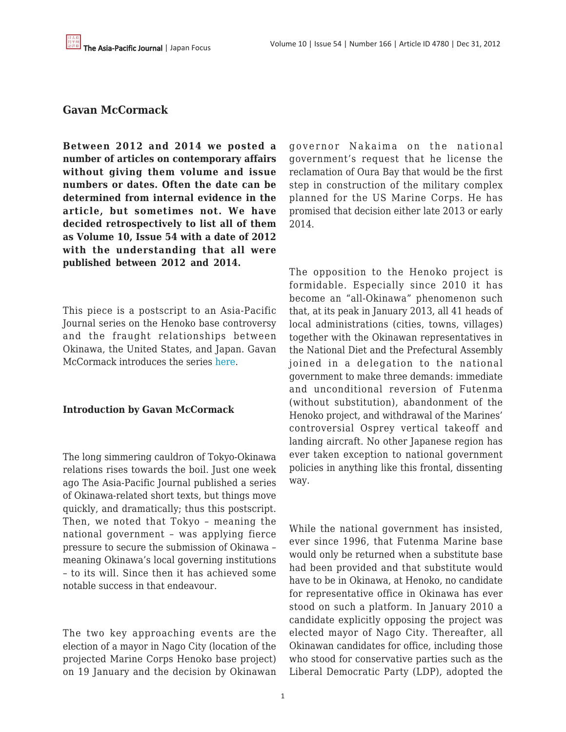## Gavan McCormack

**Between 2012 and 2014 we posted a number of articles on contemporary affairs without giving them volume and issue numbers or dates. Often the date can be determined from internal evidence in the article, but sometimes not. We have decided retrospectively to list all of them as Volume 10, Issue 54 with a date of 2012 with the understanding that all were published between 2012 and 2014.**

This piece is a postscript to an Asia-Pacific Journal series on the Henoko base controversy and the fraught relationships between Okinawa, the United States, and Japan. Gavan McCormack introduces the series here.

### Introduction by Gavan McCormack

The long simmering cauldron of Tokyo-Okinawa relations rises towards the boil. Just one week ago The Asia-Pacific Journal published a series of Okinawa-related short texts, but things move quickly, and dramatically; thus this postscript. Then, we noted that Tokyo – meaning the national government – was applying fierce pressure to secure the submission of Okinawa – meaning Okinawa's local governing institutions – to its will. Since then it has achieved some notable success in that endeavour.

The two key approaching events are the election of a mayor in Nago City (location of the projected Marine Corps Henoko base project) on 19 January and the decision by Okinawan governor Nakaima on the national government's request that he license the reclamation of Oura Bay that would be the first step in construction of the military complex planned for the US Marine Corps. He has promised that decision either late 2013 or early 2014.

The opposition to the Henoko project is formidable. Especially since 2010 it has become an "all-Okinawa" phenomenon such that, at its peak in January 2013, all 41 heads of local administrations (cities, towns, villages) together with the Okinawan representatives in the National Diet and the Prefectural Assembly joined in a delegation to the national government to make three demands: immediate and unconditional reversion of Futenma (without substitution), abandonment of the Henoko project, and withdrawal of the Marines' controversial Osprey vertical takeoff and landing aircraft. No other Japanese region has ever taken exception to national government policies in anything like this frontal, dissenting way.

While the national government has insisted, ever since 1996, that Futenma Marine base would only be returned when a substitute base had been provided and that substitute would have to be in Okinawa, at Henoko, no candidate for representative office in Okinawa has ever stood on such a platform. In January 2010 a candidate explicitly opposing the project was elected mayor of Nago City. Thereafter, all Okinawan candidates for office, including those who stood for conservative parties such as the Liberal Democratic Party (LDP), adopted the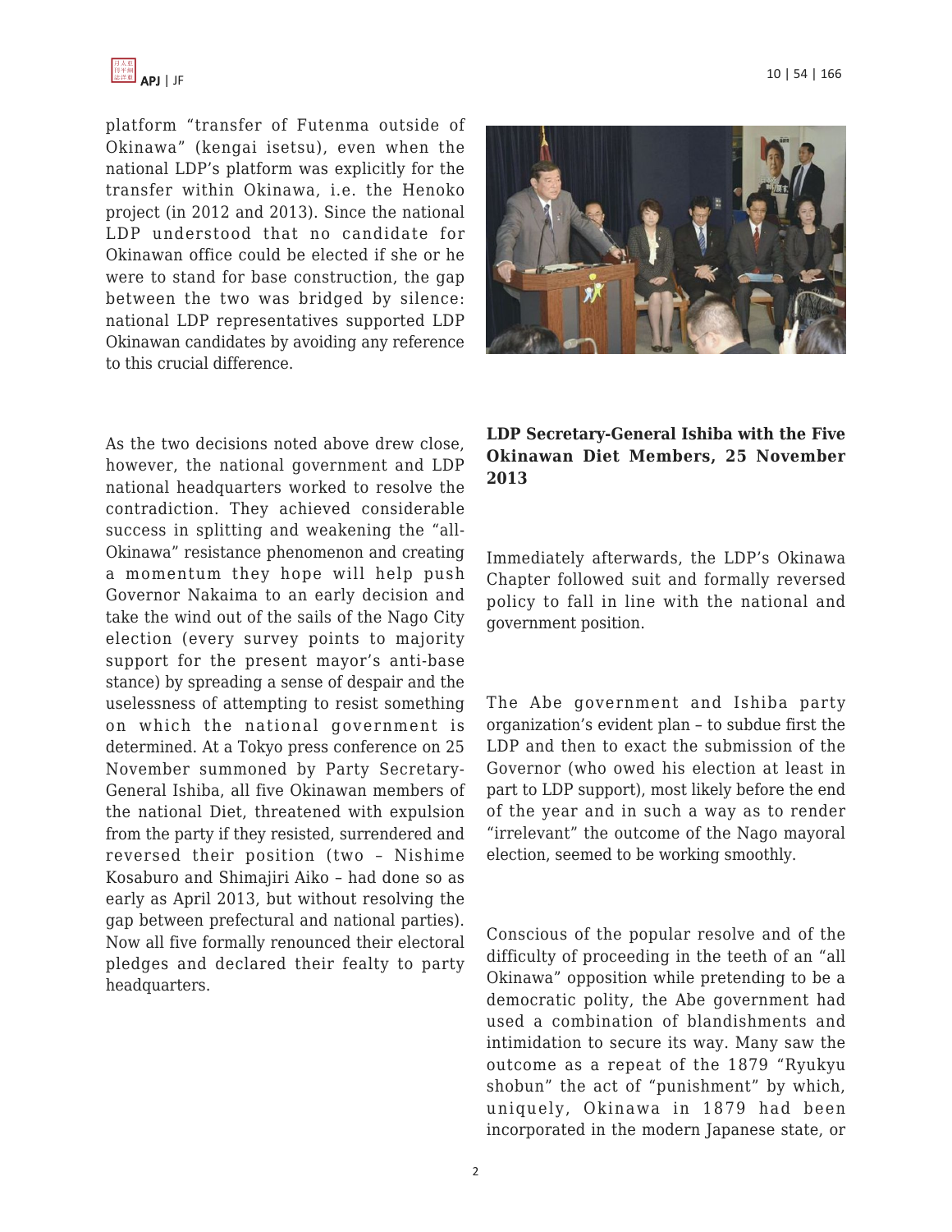platform "transfer of Futenma outside of Okinawa" (kengai isetsu), even when the national LDP's platform was explicitly for the transfer within Okinawa, i.e. the Henoko project (in 2012 and 2013). Since the national LDP understood that no candidate for Okinawan office could be elected if she or he were to stand for base construction, the gap between the two was bridged by silence: national LDP representatives supported LDP Okinawan candidates by avoiding any reference to this crucial difference.

As the two decisions noted above drew close, however, the national government and LDP national headquarters worked to resolve the contradiction. They achieved considerable success in splitting and weakening the "all-Okinawa" resistance phenomenon and creating a momentum they hope will help push Governor Nakaima to an early decision and take the wind out of the sails of the Nago City election (every survey points to majority support for the present mayor's anti-base stance) by spreading a sense of despair and the uselessness of attempting to resist something on which the national government is determined. At a Tokyo press conference on 25 November summoned by Party Secretary-General Ishiba, all five Okinawan members of the national Diet, threatened with expulsion from the party if they resisted, surrendered and reversed their position (two – Nishime Kosaburo and Shimajiri Aiko – had done so as early as April 2013, but without resolving the gap between prefectural and national parties). Now all five formally renounced their electoral pledges and declared their fealty to party headquarters.

**LDP Secretary-General Ishiba with the Five Okinawan Diet Members, 25 November 2013**

Immediately afterwards, the LDP's Okinawa Chapter followed suit and formally reversed policy to fall in line with the national and government position.

The Abe government and Ishiba party organization's evident plan – to subdue first the LDP and then to exact the submission of the Governor (who owed his election at least in part to LDP support), most likely before the end of the year and in such a way as to render "irrelevant" the outcome of the Nago mayoral election, seemed to be working smoothly.

Conscious of the popular resolve and of the difficulty of proceeding in the teeth of an "all Okinawa" opposition while pretending to be a democratic polity, the Abe government had used a combination of blandishments and intimidation to secure its way. Many saw the outcome as a repeat of the 1879 "Ryukyu shobun" the act of "punishment" by which, uniquely, Okinawa in 1879 had been incorporated in the modern Japanese state, or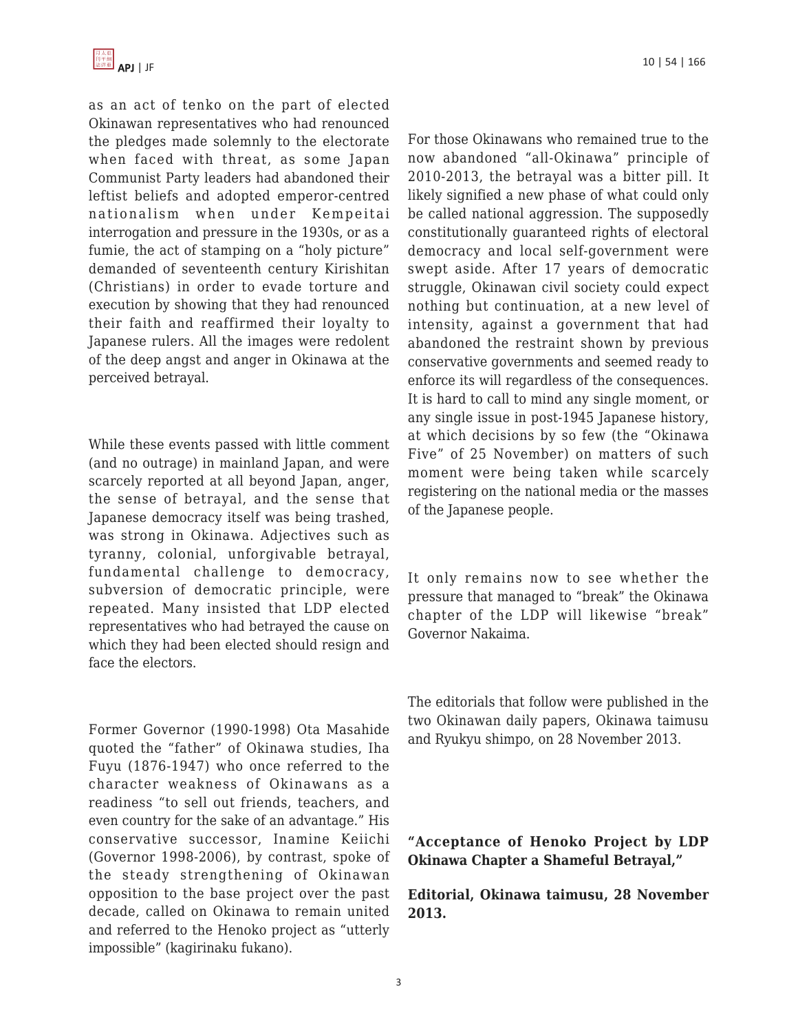as an act of tenko on the part of elected Okinawan representatives who had renounced the pledges made solemnly to the electorate when faced with threat, as some Japan Communist Party leaders had abandoned their leftist beliefs and adopted emperor-centred nationalism when under Kempeitai interrogation and pressure in the 1930s, or as a fumie, the act of stamping on a "holy picture" demanded of seventeenth century Kirishitan (Christians) in order to evade torture and execution by showing that they had renounced their faith and reaffirmed their loyalty to Japanese rulers. All the images were redolent of the deep angst and anger in Okinawa at the perceived betrayal.

While these events passed with little comment (and no outrage) in mainland Japan, and were scarcely reported at all beyond Japan, anger, the sense of betrayal, and the sense that Japanese democracy itself was being trashed, was strong in Okinawa. Adjectives such as tyranny, colonial, unforgivable betrayal, fundamental challenge to democracy, subversion of democratic principle, were repeated. Many insisted that LDP elected representatives who had betrayed the cause on which they had been elected should resign and face the electors.

Former Governor (1990-1998) Ota Masahide quoted the "father" of Okinawa studies, Iha Fuyu (1876-1947) who once referred to the character weakness of Okinawans as a readiness "to sell out friends, teachers, and even country for the sake of an advantage." His conservative successor, Inamine Keiichi (Governor 1998-2006), by contrast, spoke of the steady strengthening of Okinawan opposition to the base project over the past decade, called on Okinawa to remain united and referred to the Henoko project as "utterly impossible" (kagirinaku fukano).

For those Okinawans who remained true to the now abandoned "all-Okinawa" principle of 2010-2013, the betrayal was a bitter pill. It likely signified a new phase of what could only be called national aggression. The supposedly constitutionally guaranteed rights of electoral democracy and local self-government were swept aside. After 17 years of democratic struggle, Okinawan civil society could expect nothing but continuation, at a new level of intensity, against a government that had abandoned the restraint shown by previous conservative governments and seemed ready to enforce its will regardless of the consequences. It is hard to call to mind any single moment, or any single issue in post-1945 Japanese history, at which decisions by so few (the "Okinawa Five" of 25 November) on matters of such moment were being taken while scarcely registering on the national media or the masses of the Japanese people.

It only remains now to see whether the pressure that managed to "break" the Okinawa chapter of the LDP will likewise "break" Governor Nakaima.

The editorials that follow were published in the two Okinawan daily papers, Okinawa taimusu and Ryukyu shimpo, on 28 November 2013.

**"Acceptance of Henoko Project by LDP Okinawa Chapter a Shameful Betrayal,"**

**Editorial, Okinawa taimusu, 28 November 2013.**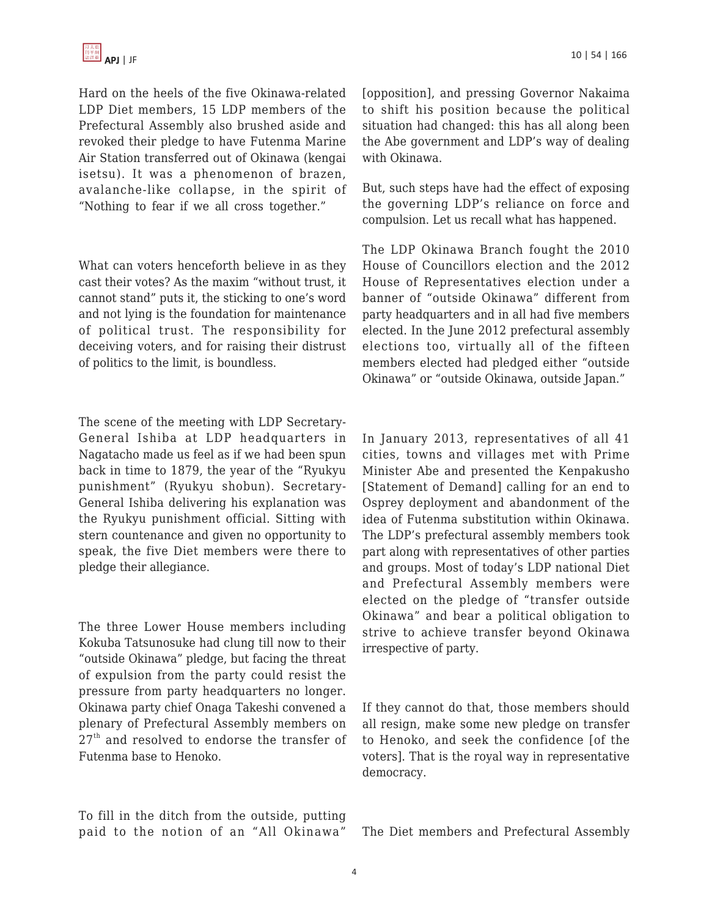Hard on the heels of the five Okinawa-related LDP Diet members, 15 LDP members of the Prefectural Assembly also brushed aside and revoked their pledge to have Futenma Marine Air Station transferred out of Okinawa (kengai isetsu). It was a phenomenon of brazen, avalanche-like collapse, in the spirit of "Nothing to fear if we all cross together."

What can voters henceforth believe in as they cast their votes? As the maxim "without trust, it cannot stand" puts it, the sticking to one's word and not lying is the foundation for maintenance of political trust. The responsibility for deceiving voters, and for raising their distrust of politics to the limit, is boundless.

The scene of the meeting with LDP Secretary-General Ishiba at LDP headquarters in Nagatacho made us feel as if we had been spun back in time to 1879, the year of the "Ryukyu punishment" (Ryukyu shobun). Secretary-General Ishiba delivering his explanation was the Ryukyu punishment official. Sitting with stern countenance and given no opportunity to speak, the five Diet members were there to pledge their allegiance.

The three Lower House members including Kokuba Tatsunosuke had clung till now to their "outside Okinawa" pledge, but facing the threat of expulsion from the party could resist the pressure from party headquarters no longer. Okinawa party chief Onaga Takeshi convened a plenary of Prefectural Assembly members on 27th and resolved to endorse the transfer of Futenma base to Henoko.

To fill in the ditch from the outside, putting paid to the notion of an "All Okinawa" [opposition], and pressing Governor Nakaima to shift his position because the political situation had changed: this has all along been the Abe government and LDP's way of dealing with Okinawa.

But, such steps have had the effect of exposing the governing LDP's reliance on force and compulsion. Let us recall what has happened.

The LDP Okinawa Branch fought the 2010 House of Councillors election and the 2012 House of Representatives election under a banner of "outside Okinawa" different from party headquarters and in all had five members elected. In the June 2012 prefectural assembly elections too, virtually all of the fifteen members elected had pledged either "outside Okinawa" or "outside Okinawa, outside Japan."

In January 2013, representatives of all 41 cities, towns and villages met with Prime Minister Abe and presented the Kenpakusho [Statement of Demand] calling for an end to Osprey deployment and abandonment of the idea of Futenma substitution within Okinawa. The LDP's prefectural assembly members took part along with representatives of other parties and groups. Most of today's LDP national Diet and Prefectural Assembly members were elected on the pledge of "transfer outside Okinawa" and bear a political obligation to strive to achieve transfer beyond Okinawa irrespective of party.

If they cannot do that, those members should all resign, make some new pledge on transfer to Henoko, and seek the confidence [of the voters]. That is the royal way in representative democracy.

The Diet members and Prefectural Assembly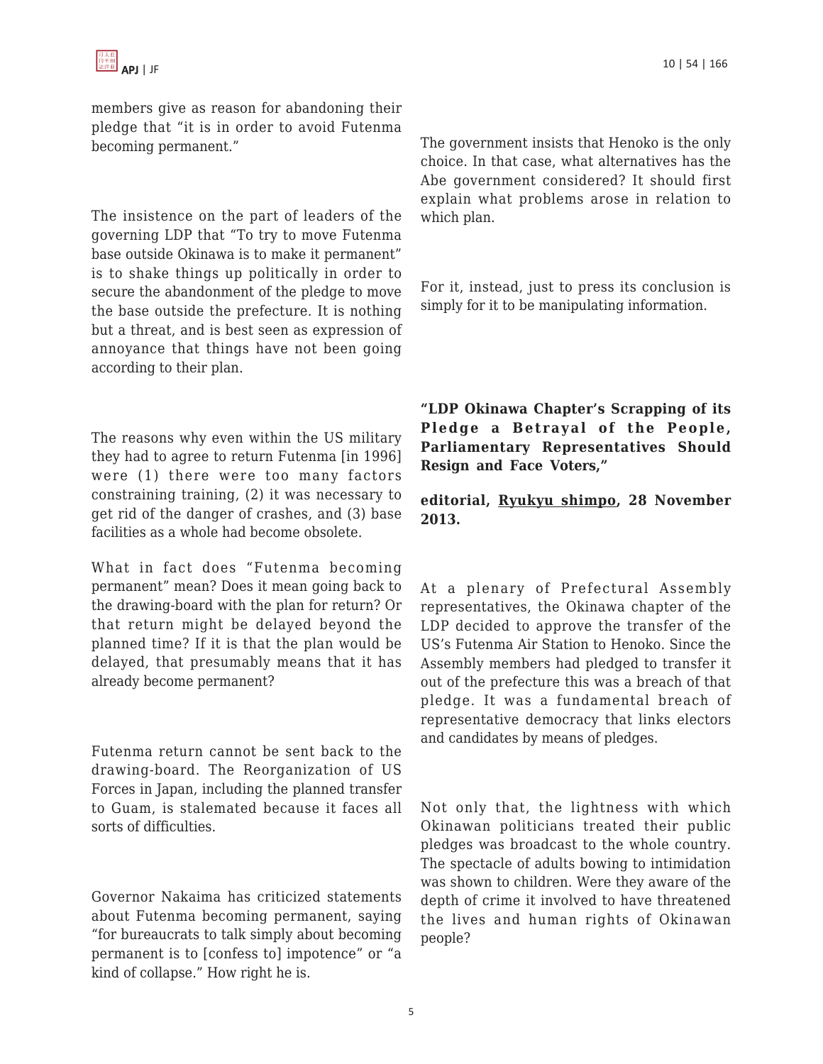members give as reason for abandoning their pledge that "it is in order to avoid Futenma becoming permanent."

The insistence on the part of leaders of the governing LDP that "To try to move Futenma base outside Okinawa is to make it permanent" is to shake things up politically in order to secure the abandonment of the pledge to move the base outside the prefecture. It is nothing but a threat, and is best seen as expression of annoyance that things have not been going according to their plan.

The reasons why even within the US military they had to agree to return Futenma [in 1996] were (1) there were too many factors constraining training, (2) it was necessary to get rid of the danger of crashes, and (3) base facilities as a whole had become obsolete.

What in fact does "Futenma becoming permanent" mean? Does it mean going back to the drawing-board with the plan for return? Or that return might be delayed beyond the planned time? If it is that the plan would be delayed, that presumably means that it has already become permanent?

Futenma return cannot be sent back to the drawing-board. The Reorganization of US Forces in Japan, including the planned transfer to Guam, is stalemated because it faces all sorts of difficulties.

Governor Nakaima has criticized statements about Futenma becoming permanent, saying "for bureaucrats to talk simply about becoming permanent is to [confess to] impotence" or "a kind of collapse." How right he is.

The government insists that Henoko is the only choice. In that case, what alternatives has the Abe government considered? It should first explain what problems arose in relation to which plan.

For it, instead, just to press its conclusion is simply for it to be manipulating information.

**"LDP Okinawa Chapter's Scrapping of its Pledge a Betrayal of the People, Parliamentary Representatives Should Resign and Face Voters,"**

**editorial, Ryukyu shimpo, 28 November 2013.**

At a plenary of Prefectural Assembly representatives, the Okinawa chapter of the LDP decided to approve the transfer of the US's Futenma Air Station to Henoko. Since the Assembly members had pledged to transfer it out of the prefecture this was a breach of that pledge. It was a fundamental breach of representative democracy that links electors and candidates by means of pledges.

Not only that, the lightness with which Okinawan politicians treated their public pledges was broadcast to the whole country. The spectacle of adults bowing to intimidation was shown to children. Were they aware of the depth of crime it involved to have threatened the lives and human rights of Okinawan people?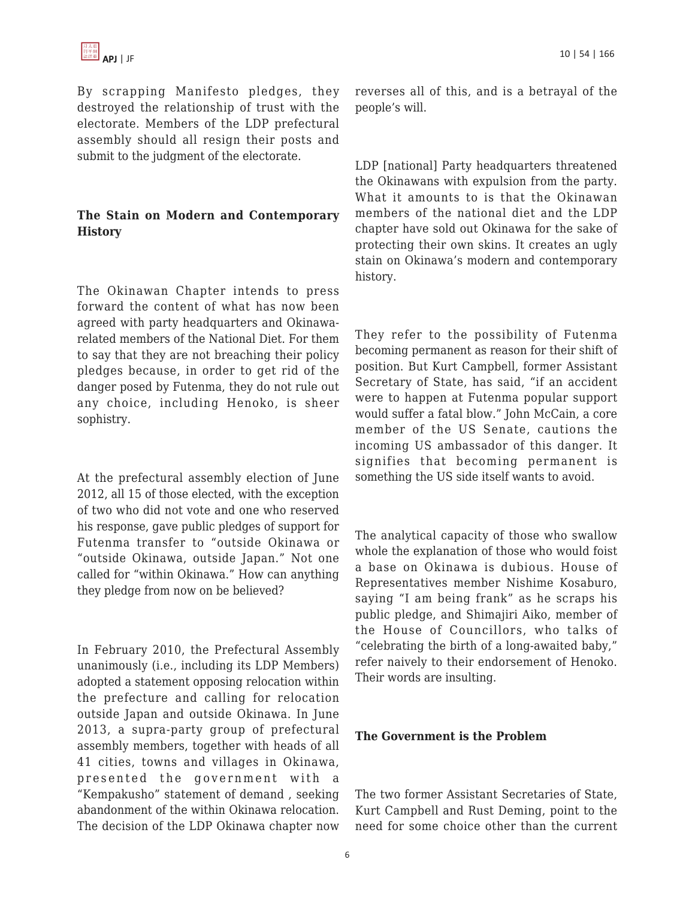By scrapping Manifesto pledges, they destroyed the relationship of trust with the electorate. Members of the LDP prefectural assembly should all resign their posts and submit to the judgment of the electorate.

## The Stain on Modern and Contemporary History

The Okinawan Chapter intends to press forward the content of what has now been agreed with party headquarters and Okinawa-related members of the National Diet. For them to say that they are not breaching their policy pledges because, in order to get rid of the danger posed by Futenma, they do not rule out any choice, including Henoko, is sheer sophistry.

At the prefectural assembly election of June 2012, all 15 of those elected, with the exception of two who did not vote and one who reserved his response, gave public pledges of support for Futenma transfer to "outside Okinawa or "outside Okinawa, outside Japan." Not one called for "within Okinawa." How can anything they pledge from now on be believed?

In February 2010, the Prefectural Assembly unanimously (i.e., including its LDP Members) adopted a statement opposing relocation within the prefecture and calling for relocation outside Japan and outside Okinawa. In June 2013, a supra-party group of prefectural assembly members, together with heads of all 41 cities, towns and villages in Okinawa, presented the government with a "Kempakusho" statement of demand , seeking abandonment of the within Okinawa relocation. The decision of the LDP Okinawa chapter now reverses all of this, and is a betrayal of the people's will.

LDP [national] Party headquarters threatened the Okinawans with expulsion from the party. What it amounts to is that the Okinawan members of the national diet and the LDP chapter have sold out Okinawa for the sake of protecting their own skins. It creates an ugly stain on Okinawa's modern and contemporary history.

They refer to the possibility of Futenma becoming permanent as reason for their shift of position. But Kurt Campbell, former Assistant Secretary of State, has said, "if an accident were to happen at Futenma popular support would suffer a fatal blow." John McCain, a core member of the US Senate, cautions the incoming US ambassador of this danger. It signifies that becoming permanent is something the US side itself wants to avoid.

The analytical capacity of those who swallow whole the explanation of those who would foist a base on Okinawa is dubious. House of Representatives member Nishime Kosaburo, saying "I am being frank" as he scraps his public pledge, and Shimajiri Aiko, member of the House of Councillors, who talks of "celebrating the birth of a long-awaited baby," refer naively to their endorsement of Henoko. Their words are insulting.

## The Government is the Problem

The two former Assistant Secretaries of State, Kurt Campbell and Rust Deming, point to the need for some choice other than the current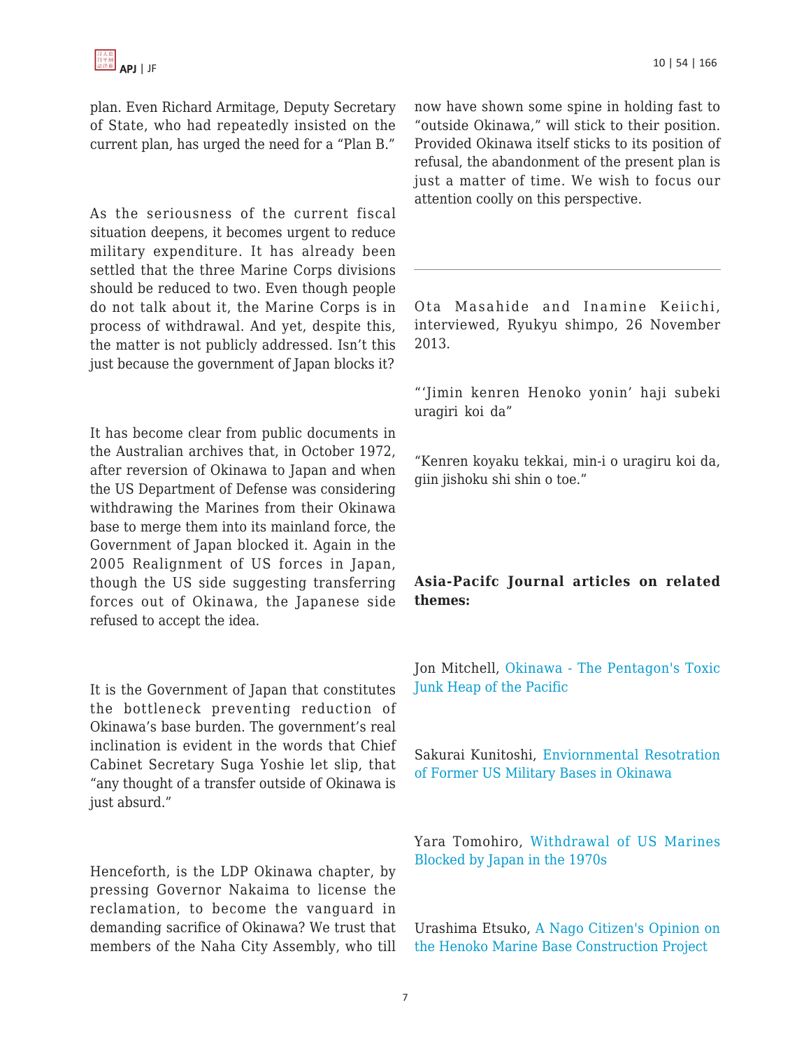plan. Even Richard Armitage, Deputy Secretary of State, who had repeatedly insisted on the current plan, has urged the need for a "Plan B."

As the seriousness of the current fiscal situation deepens, it becomes urgent to reduce military expenditure. It has already been settled that the three Marine Corps divisions should be reduced to two. Even though people do not talk about it, the Marine Corps is in process of withdrawal. And yet, despite this, the matter is not publicly addressed. Isn't this just because the government of Japan blocks it?

It has become clear from public documents in the Australian archives that, in October 1972, after reversion of Okinawa to Japan and when the US Department of Defense was considering withdrawing the Marines from their Okinawa base to merge them into its mainland force, the Government of Japan blocked it. Again in the 2005 Realignment of US forces in Japan, though the US side suggesting transferring forces out of Okinawa, the Japanese side refused to accept the idea.

It is the Government of Japan that constitutes the bottleneck preventing reduction of Okinawa's base burden. The government's real inclination is evident in the words that Chief Cabinet Secretary Suga Yoshie let slip, that "any thought of a transfer outside of Okinawa is just absurd."

Henceforth, is the LDP Okinawa chapter, by pressing Governor Nakaima to license the reclamation, to become the vanguard in demanding sacrifice of Okinawa? We trust that members of the Naha City Assembly, who till now have shown some spine in holding fast to "outside Okinawa," will stick to their position. Provided Okinawa itself sticks to its position of refusal, the abandonment of the present plan is just a matter of time. We wish to focus our attention coolly on this perspective.

---

Ota Masahide and Inamine Keiichi, interviewed, Ryukyu shimpo, 26 November 2013.

"'Jimin kenren Henoko yonin' haji subeki uragiri koi da"

"Kenren koyaku tekkai, min-i o uragiru koi da, giin jishoku shi shin o toe."

**Asia-Pacifc Journal articles on related themes:**

Jon Mitchell, Okinawa - The Pentagon's Toxic Junk Heap of the Pacific

Sakurai Kunitoshi, Enviornmental Resotration of Former US Military Bases in Okinawa

Yara Tomohiro, Withdrawal of US Marines Blocked by Japan in the 1970s

Urashima Etsuko, A Nago Citizen's Opinion on the Henoko Marine Base Construction Project